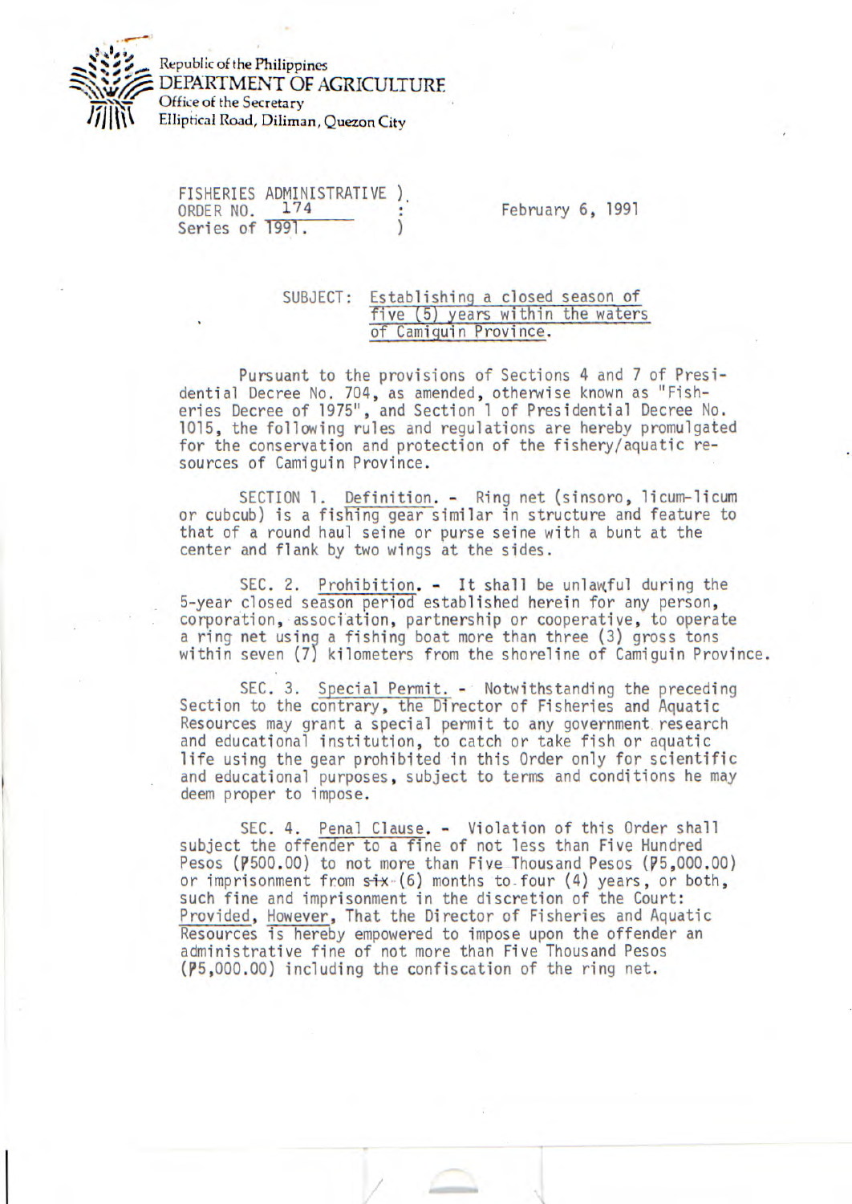Republic of the Philippines
DEPARTMENT OF AGRICULTURE
Office of the Secretary
Elliptical Road, Diliman, Quezon City

FISHERIES ADMINISTRATIVE ORDER NO. 174
Series of 1991.

February 6, 1991

SUBJECT: Establishing a closed season of five (5) years within the waters of Camiguin Province.

Pursuant to the provisions of Sections 4 and 7 of Presidential Decree No. 704, as amended, otherwise known as "Fisheries Decree of 1975", and Section 1 of Presidential Decree No. 1015, the following rules and regulations are hereby promulgated for the conservation and protection of the fishery/aquatic resources of Camiguin Province.

SECTION 1. Definition. - Ring net (sinsoro, licum-licum or cubcub) is a fishing gear similar in structure and feature to that of a round haul seine or purse seine with a bunt at the center and flank by two wings at the sides.

SEC. 2. Prohibition. - It shall be unlawful during the 5-year closed season period established herein for any person, corporation, association, partnership or cooperative, to operate a ring net using a fishing boat more than three (3) gross tons within seven (7) kilometers from the shoreline of Camiguin Province.

SEC. 3. Special Permit. - Notwithstanding the preceding Section to the contrary, the Director of Fisheries and Aquatic Resources may grant a special permit to any government research and educational institution, to catch or take fish or aquatic life using the gear prohibited in this Order only for scientific and educational purposes, subject to terms and conditions he may deem proper to impose.

SEC. 4. Penal Clause. - Violation of this Order shall subject the offender to a fine of not less than Five Hundred Pesos (₱500.00) to not more than Five Thousand Pesos (₱5,000.00) or imprisonment from six (6) months to four (4) years, or both, such fine and imprisonment in the discretion of the Court: Provided, However, That the Director of Fisheries and Aquatic Resources is hereby empowered to impose upon the offender an administrative fine of not more than Five Thousand Pesos (₱5,000.00) including the confiscation of the ring net.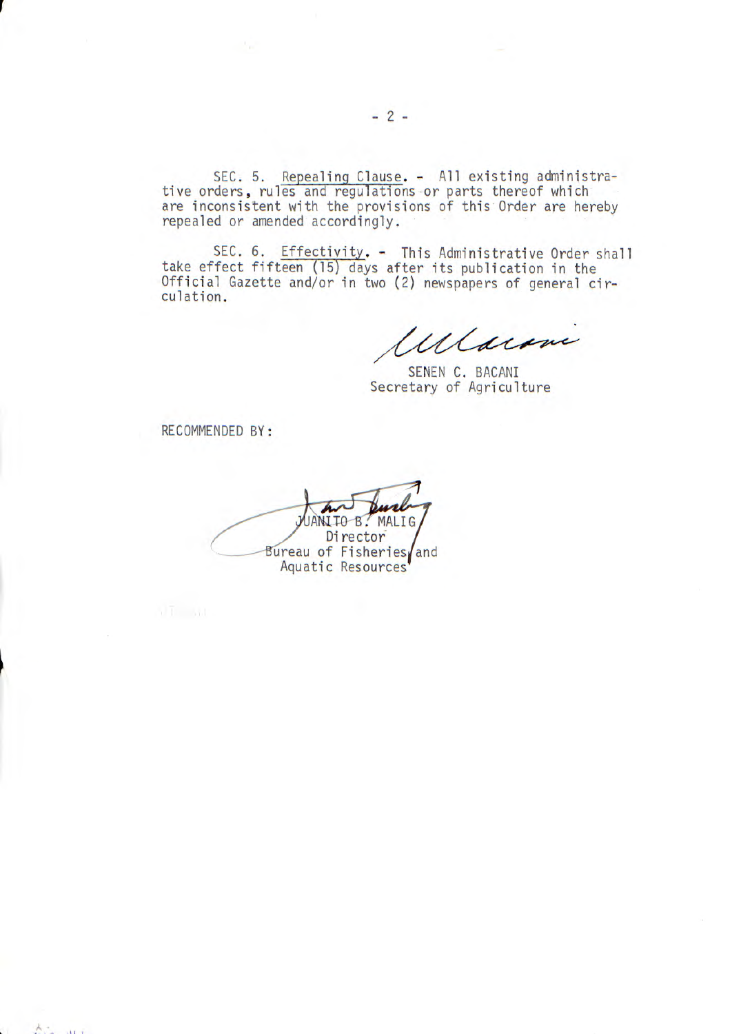SEC. 5. <u>Repealing Clause</u>. - All existing administrative orders, rules and regulations or parts thereof which are inconsistent with the provisions of this Order are hereby repealed or amended accordingly.

SEC. 6. <u>Effectivity</u>. - This Administrative Order shall take effect fifteen (15) days after its publication in the Official Gazette and/or in two (2) newspapers of general circulation.

SENEN C. BACANI
Secretary of Agriculture

RECOMMENDED BY:

JUANITO B. MALIG
Director
Bureau of Fisheries and Aquatic Resources